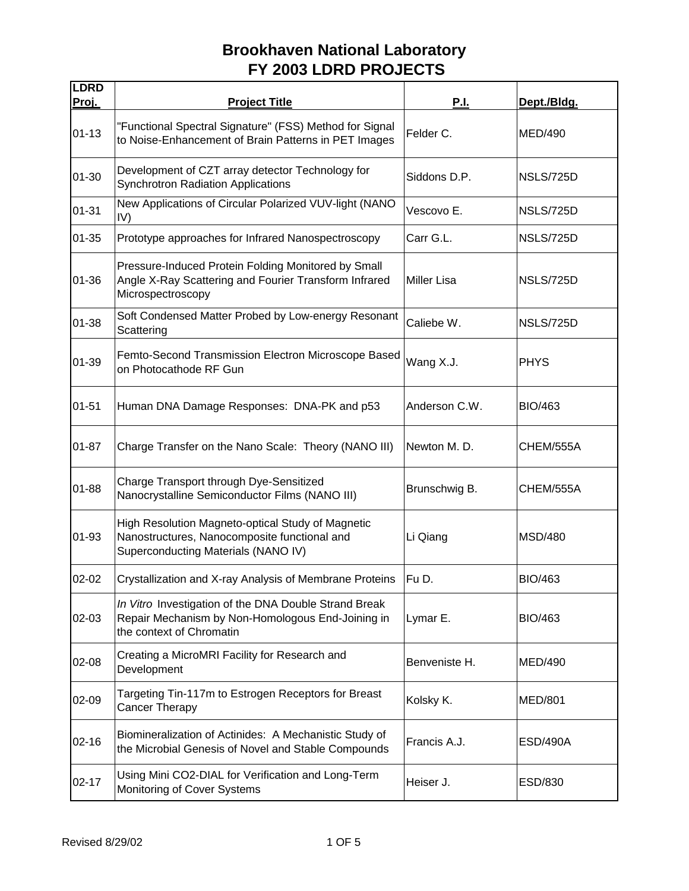# Brookhaven National Laboratory
# FY 2003 LDRD PROJECTS

| LDRD Proj. | Project Title | P.I. | Dept./Bldg. |
|---|---|---|---|
| 01-13 | "Functional Spectral Signature" (FSS) Method for Signal to Noise-Enhancement of Brain Patterns in PET Images | Felder C. | MED/490 |
| 01-30 | Development of CZT array detector Technology for Synchrotron Radiation Applications | Siddons D.P. | NSLS/725D |
| 01-31 | New Applications of Circular Polarized VUV-light (NANO IV) | Vescovo E. | NSLS/725D |
| 01-35 | Prototype approaches for Infrared Nanospectroscopy | Carr G.L. | NSLS/725D |
| 01-36 | Pressure-Induced Protein Folding Monitored by Small Angle X-Ray Scattering and Fourier Transform Infrared Microspectroscopy | Miller Lisa | NSLS/725D |
| 01-38 | Soft Condensed Matter Probed by Low-energy Resonant Scattering | Caliebe W. | NSLS/725D |
| 01-39 | Femto-Second Transmission Electron Microscope Based on Photocathode RF Gun | Wang X.J. | PHYS |
| 01-51 | Human DNA Damage Responses: DNA-PK and p53 | Anderson C.W. | BIO/463 |
| 01-87 | Charge Transfer on the Nano Scale: Theory (NANO III) | Newton M. D. | CHEM/555A |
| 01-88 | Charge Transport through Dye-Sensitized Nanocrystalline Semiconductor Films (NANO III) | Brunschwig B. | CHEM/555A |
| 01-93 | High Resolution Magneto-optical Study of Magnetic Nanostructures, Nanocomposite functional and Superconducting Materials (NANO IV) | Li Qiang | MSD/480 |
| 02-02 | Crystallization and X-ray Analysis of Membrane Proteins | Fu D. | BIO/463 |
| 02-03 | *In Vitro* Investigation of the DNA Double Strand Break Repair Mechanism by Non-Homologous End-Joining in the context of Chromatin | Lymar E. | BIO/463 |
| 02-08 | Creating a MicroMRI Facility for Research and Development | Benveniste H. | MED/490 |
| 02-09 | Targeting Tin-117m to Estrogen Receptors for Breast Cancer Therapy | Kolsky K. | MED/801 |
| 02-16 | Biomineralization of Actinides: A Mechanistic Study of the Microbial Genesis of Novel and Stable Compounds | Francis A.J. | ESD/490A |
| 02-17 | Using Mini CO2-DIAL for Verification and Long-Term Monitoring of Cover Systems | Heiser J. | ESD/830 |

Revised 8/29/02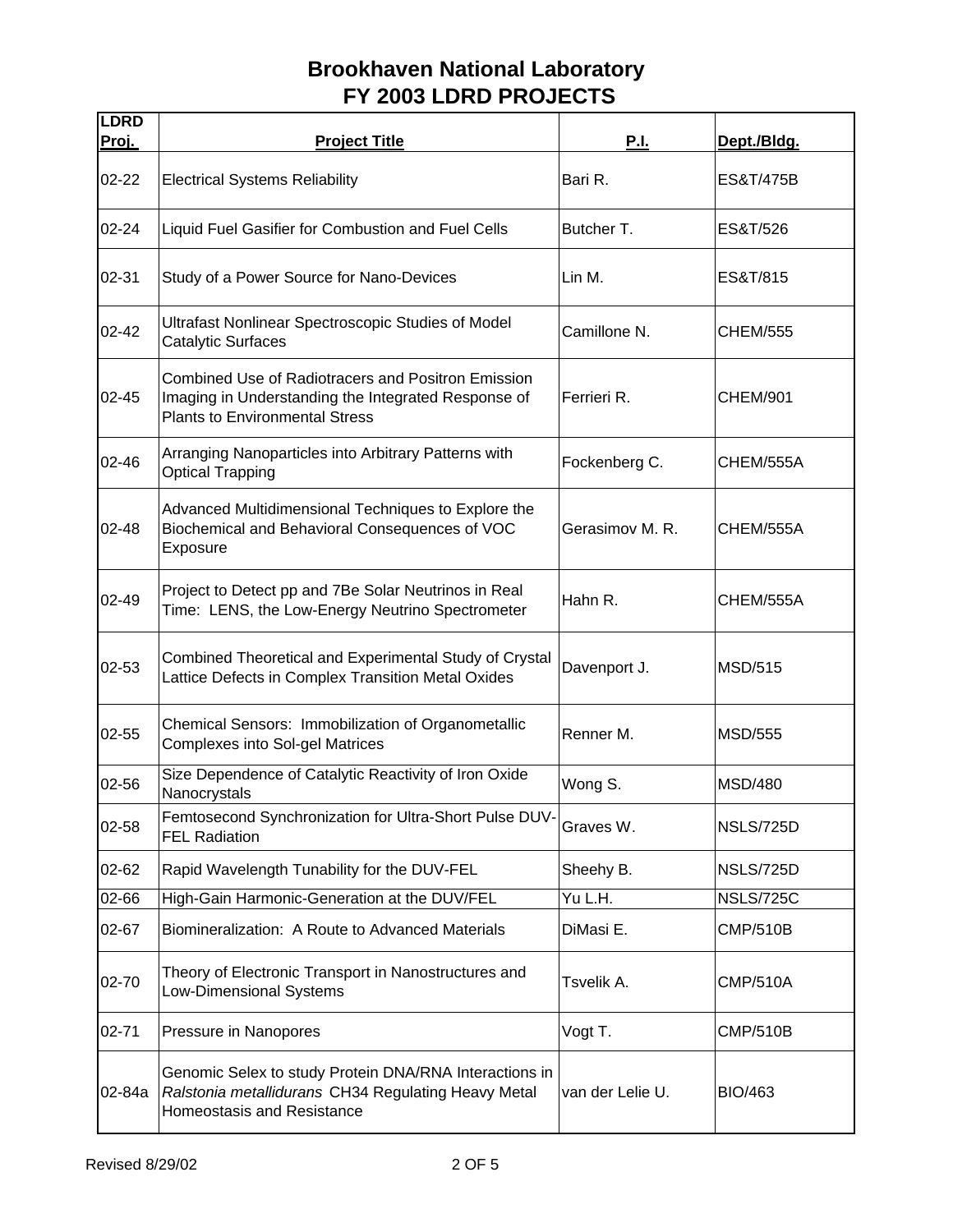# Brookhaven National Laboratory
# FY 2003 LDRD PROJECTS

| LDRD Proj. | Project Title | P.I. | Dept./Bldg. |
|---|---|---|---|
| 02-22 | Electrical Systems Reliability | Bari R. | ES&T/475B |
| 02-24 | Liquid Fuel Gasifier for Combustion and Fuel Cells | Butcher T. | ES&T/526 |
| 02-31 | Study of a Power Source for Nano-Devices | Lin M. | ES&T/815 |
| 02-42 | Ultrafast Nonlinear Spectroscopic Studies of Model Catalytic Surfaces | Camillone N. | CHEM/555 |
| 02-45 | Combined Use of Radiotracers and Positron Emission Imaging in Understanding the Integrated Response of Plants to Environmental Stress | Ferrieri R. | CHEM/901 |
| 02-46 | Arranging Nanoparticles into Arbitrary Patterns with Optical Trapping | Fockenberg C. | CHEM/555A |
| 02-48 | Advanced Multidimensional Techniques to Explore the Biochemical and Behavioral Consequences of VOC Exposure | Gerasimov M. R. | CHEM/555A |
| 02-49 | Project to Detect pp and 7Be Solar Neutrinos in Real Time: LENS, the Low-Energy Neutrino Spectrometer | Hahn R. | CHEM/555A |
| 02-53 | Combined Theoretical and Experimental Study of Crystal Lattice Defects in Complex Transition Metal Oxides | Davenport J. | MSD/515 |
| 02-55 | Chemical Sensors: Immobilization of Organometallic Complexes into Sol-gel Matrices | Renner M. | MSD/555 |
| 02-56 | Size Dependence of Catalytic Reactivity of Iron Oxide Nanocrystals | Wong S. | MSD/480 |
| 02-58 | Femtosecond Synchronization for Ultra-Short Pulse DUV-FEL Radiation | Graves W. | NSLS/725D |
| 02-62 | Rapid Wavelength Tunability for the DUV-FEL | Sheehy B. | NSLS/725D |
| 02-66 | High-Gain Harmonic-Generation at the DUV/FEL | Yu L.H. | NSLS/725C |
| 02-67 | Biomineralization: A Route to Advanced Materials | DiMasi E. | CMP/510B |
| 02-70 | Theory of Electronic Transport in Nanostructures and Low-Dimensional Systems | Tsvelik A. | CMP/510A |
| 02-71 | Pressure in Nanopores | Vogt T. | CMP/510B |
| 02-84a | Genomic Selex to study Protein DNA/RNA Interactions in *Ralstonia metallidurans* CH34 Regulating Heavy Metal Homeostasis and Resistance | van der Lelie U. | BIO/463 |

Revised 8/29/02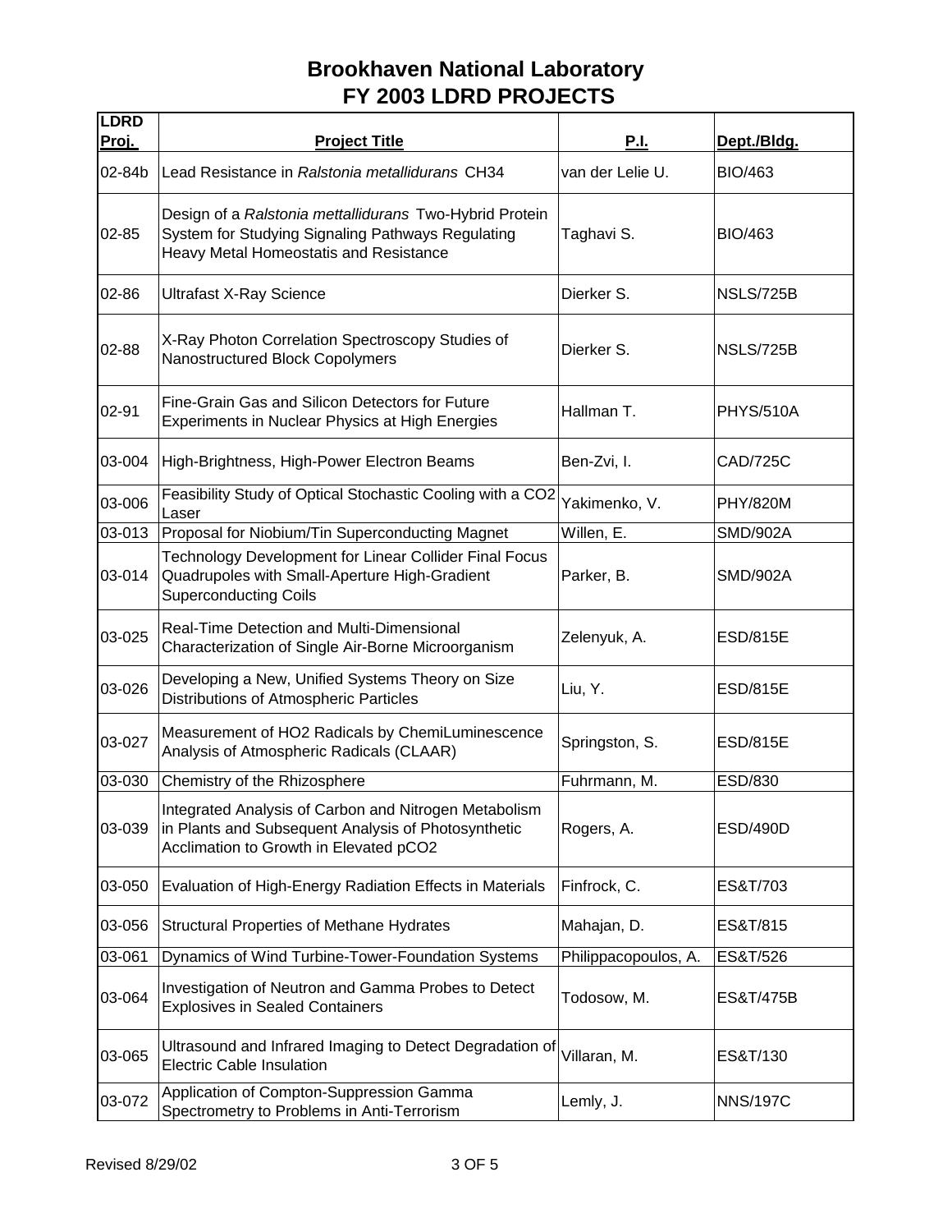# Brookhaven National Laboratory
# FY 2003 LDRD PROJECTS

| LDRD Proj. | Project Title | P.I. | Dept./Bldg. |
|---|---|---|---|
| 02-84b | Lead Resistance in *Ralstonia metallidurans* CH34 | van der Lelie U. | BIO/463 |
| 02-85 | Design of a *Ralstonia mettallidurans* Two-Hybrid Protein System for Studying Signaling Pathways Regulating Heavy Metal Homeostatis and Resistance | Taghavi S. | BIO/463 |
| 02-86 | Ultrafast X-Ray Science | Dierker S. | NSLS/725B |
| 02-88 | X-Ray Photon Correlation Spectroscopy Studies of Nanostructured Block Copolymers | Dierker S. | NSLS/725B |
| 02-91 | Fine-Grain Gas and Silicon Detectors for Future Experiments in Nuclear Physics at High Energies | Hallman T. | PHYS/510A |
| 03-004 | High-Brightness, High-Power Electron Beams | Ben-Zvi, I. | CAD/725C |
| 03-006 | Feasibility Study of Optical Stochastic Cooling with a CO2 Laser | Yakimenko, V. | PHY/820M |
| 03-013 | Proposal for Niobium/Tin Superconducting Magnet | Willen, E. | SMD/902A |
| 03-014 | Technology Development for Linear Collider Final Focus Quadrupoles with Small-Aperture High-Gradient Superconducting Coils | Parker, B. | SMD/902A |
| 03-025 | Real-Time Detection and Multi-Dimensional Characterization of Single Air-Borne Microorganism | Zelenyuk, A. | ESD/815E |
| 03-026 | Developing a New, Unified Systems Theory on Size Distributions of Atmospheric Particles | Liu, Y. | ESD/815E |
| 03-027 | Measurement of HO2 Radicals by ChemiLuminescence Analysis of Atmospheric Radicals (CLAAR) | Springston, S. | ESD/815E |
| 03-030 | Chemistry of the Rhizosphere | Fuhrmann, M. | ESD/830 |
| 03-039 | Integrated Analysis of Carbon and Nitrogen Metabolism in Plants and Subsequent Analysis of Photosynthetic Acclimation to Growth in Elevated pCO2 | Rogers, A. | ESD/490D |
| 03-050 | Evaluation of High-Energy Radiation Effects in Materials | Finfrock, C. | ES&T/703 |
| 03-056 | Structural Properties of Methane Hydrates | Mahajan, D. | ES&T/815 |
| 03-061 | Dynamics of Wind Turbine-Tower-Foundation Systems | Philippacopoulos, A. | ES&T/526 |
| 03-064 | Investigation of Neutron and Gamma Probes to Detect Explosives in Sealed Containers | Todosow, M. | ES&T/475B |
| 03-065 | Ultrasound and Infrared Imaging to Detect Degradation of Electric Cable Insulation | Villaran, M. | ES&T/130 |
| 03-072 | Application of Compton-Suppression Gamma Spectrometry to Problems in Anti-Terrorism | Lemly, J. | NNS/197C |

Revised 8/29/02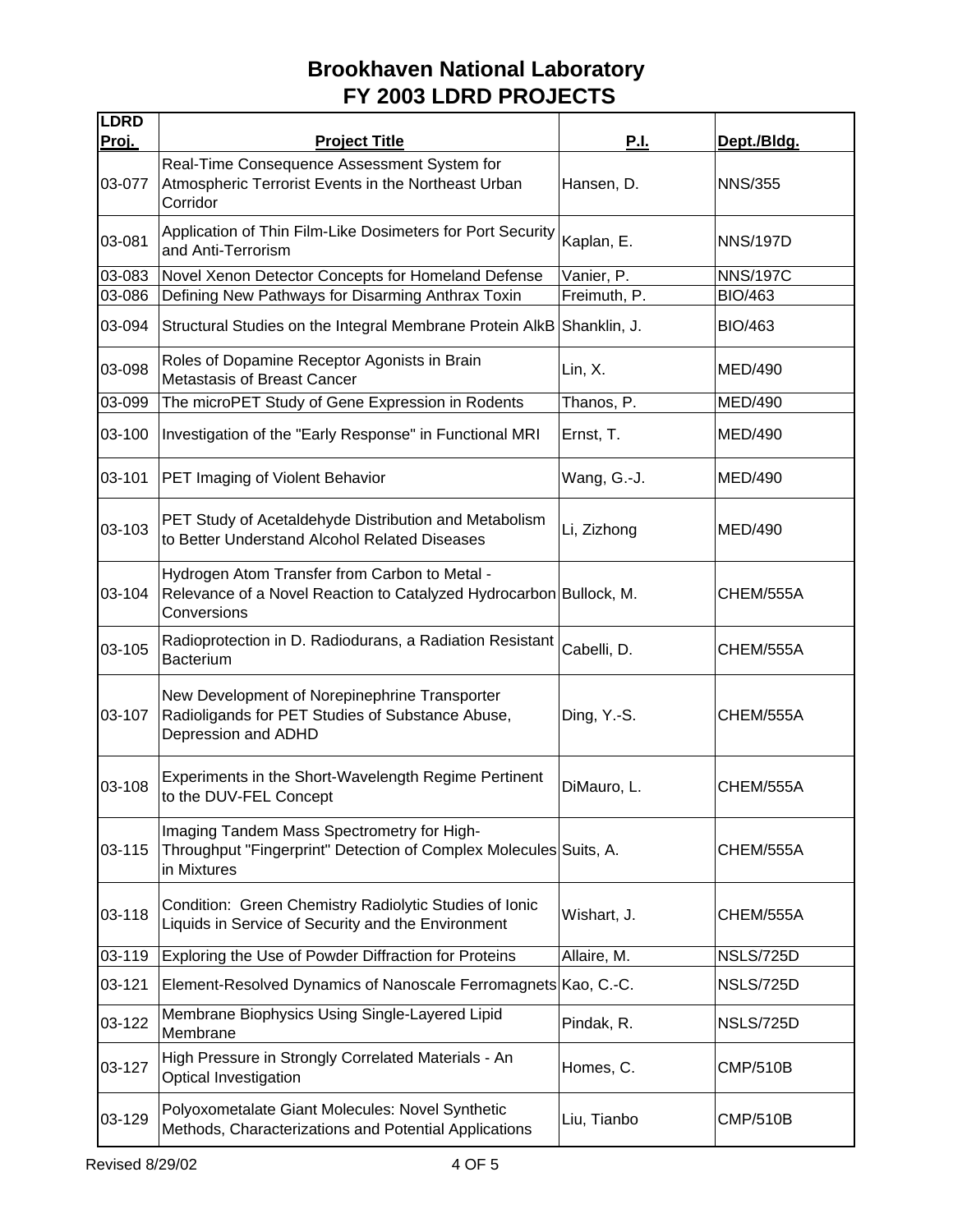# Brookhaven National Laboratory
# FY 2003 LDRD PROJECTS

| LDRD Proj. | Project Title | P.I. | Dept./Bldg. |
|---|---|---|---|
| 03-077 | Real-Time Consequence Assessment System for Atmospheric Terrorist Events in the Northeast Urban Corridor | Hansen, D. | NNS/355 |
| 03-081 | Application of Thin Film-Like Dosimeters for Port Security and Anti-Terrorism | Kaplan, E. | NNS/197D |
| 03-083 | Novel Xenon Detector Concepts for Homeland Defense | Vanier, P. | NNS/197C |
| 03-086 | Defining New Pathways for Disarming Anthrax Toxin | Freimuth, P. | BIO/463 |
| 03-094 | Structural Studies on the Integral Membrane Protein AlkB | Shanklin, J. | BIO/463 |
| 03-098 | Roles of Dopamine Receptor Agonists in Brain Metastasis of Breast Cancer | Lin, X. | MED/490 |
| 03-099 | The microPET Study of Gene Expression in Rodents | Thanos, P. | MED/490 |
| 03-100 | Investigation of the "Early Response" in Functional MRI | Ernst, T. | MED/490 |
| 03-101 | PET Imaging of Violent Behavior | Wang, G.-J. | MED/490 |
| 03-103 | PET Study of Acetaldehyde Distribution and Metabolism to Better Understand Alcohol Related Diseases | Li, Zizhong | MED/490 |
| 03-104 | Hydrogen Atom Transfer from Carbon to Metal - Relevance of a Novel Reaction to Catalyzed Hydrocarbon Conversions | Bullock, M. | CHEM/555A |
| 03-105 | Radioprotection in D. Radiodurans, a Radiation Resistant Bacterium | Cabelli, D. | CHEM/555A |
| 03-107 | New Development of Norepinephrine Transporter Radioligands for PET Studies of Substance Abuse, Depression and ADHD | Ding, Y.-S. | CHEM/555A |
| 03-108 | Experiments in the Short-Wavelength Regime Pertinent to the DUV-FEL Concept | DiMauro, L. | CHEM/555A |
| 03-115 | Imaging Tandem Mass Spectrometry for High-Throughput "Fingerprint" Detection of Complex Molecules in Mixtures | Suits, A. | CHEM/555A |
| 03-118 | Condition: Green Chemistry Radiolytic Studies of Ionic Liquids in Service of Security and the Environment | Wishart, J. | CHEM/555A |
| 03-119 | Exploring the Use of Powder Diffraction for Proteins | Allaire, M. | NSLS/725D |
| 03-121 | Element-Resolved Dynamics of Nanoscale Ferromagnets | Kao, C.-C. | NSLS/725D |
| 03-122 | Membrane Biophysics Using Single-Layered Lipid Membrane | Pindak, R. | NSLS/725D |
| 03-127 | High Pressure in Strongly Correlated Materials - An Optical Investigation | Homes, C. | CMP/510B |
| 03-129 | Polyoxometalate Giant Molecules: Novel Synthetic Methods, Characterizations and Potential Applications | Liu, Tianbo | CMP/510B |

Revised 8/29/02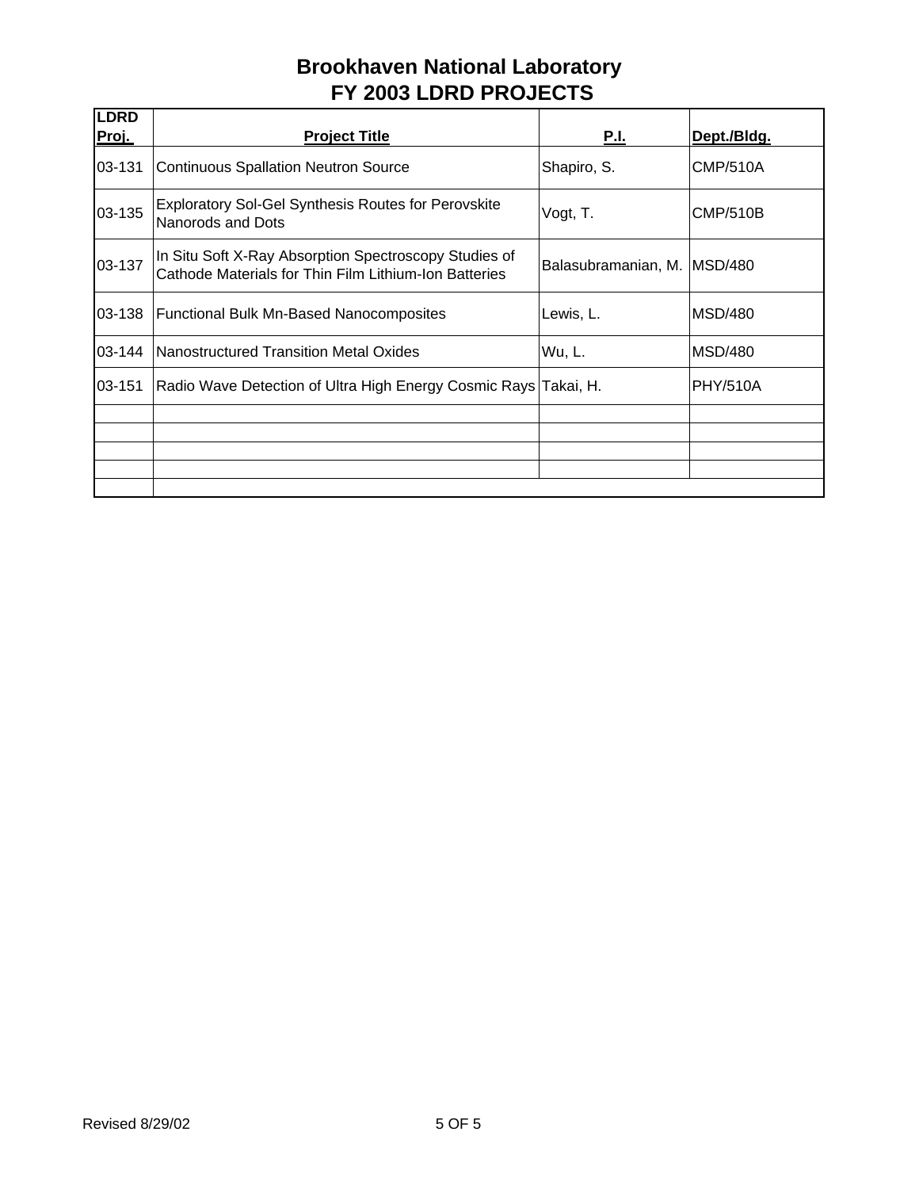# Brookhaven National Laboratory
# FY 2003 LDRD PROJECTS

| LDRD Proj. | Project Title | P.I. | Dept./Bldg. |
|---|---|---|---|
| 03-131 | Continuous Spallation Neutron Source | Shapiro, S. | CMP/510A |
| 03-135 | Exploratory Sol-Gel Synthesis Routes for Perovskite Nanorods and Dots | Vogt, T. | CMP/510B |
| 03-137 | In Situ Soft X-Ray Absorption Spectroscopy Studies of Cathode Materials for Thin Film Lithium-Ion Batteries | Balasubramanian, M. | MSD/480 |
| 03-138 | Functional Bulk Mn-Based Nanocomposites | Lewis, L. | MSD/480 |
| 03-144 | Nanostructured Transition Metal Oxides | Wu, L. | MSD/480 |
| 03-151 | Radio Wave Detection of Ultra High Energy Cosmic Rays | Takai, H. | PHY/510A |
| | | | |
| | | | |
| | | | |
| | | | |
| | | | |

Revised 8/29/02